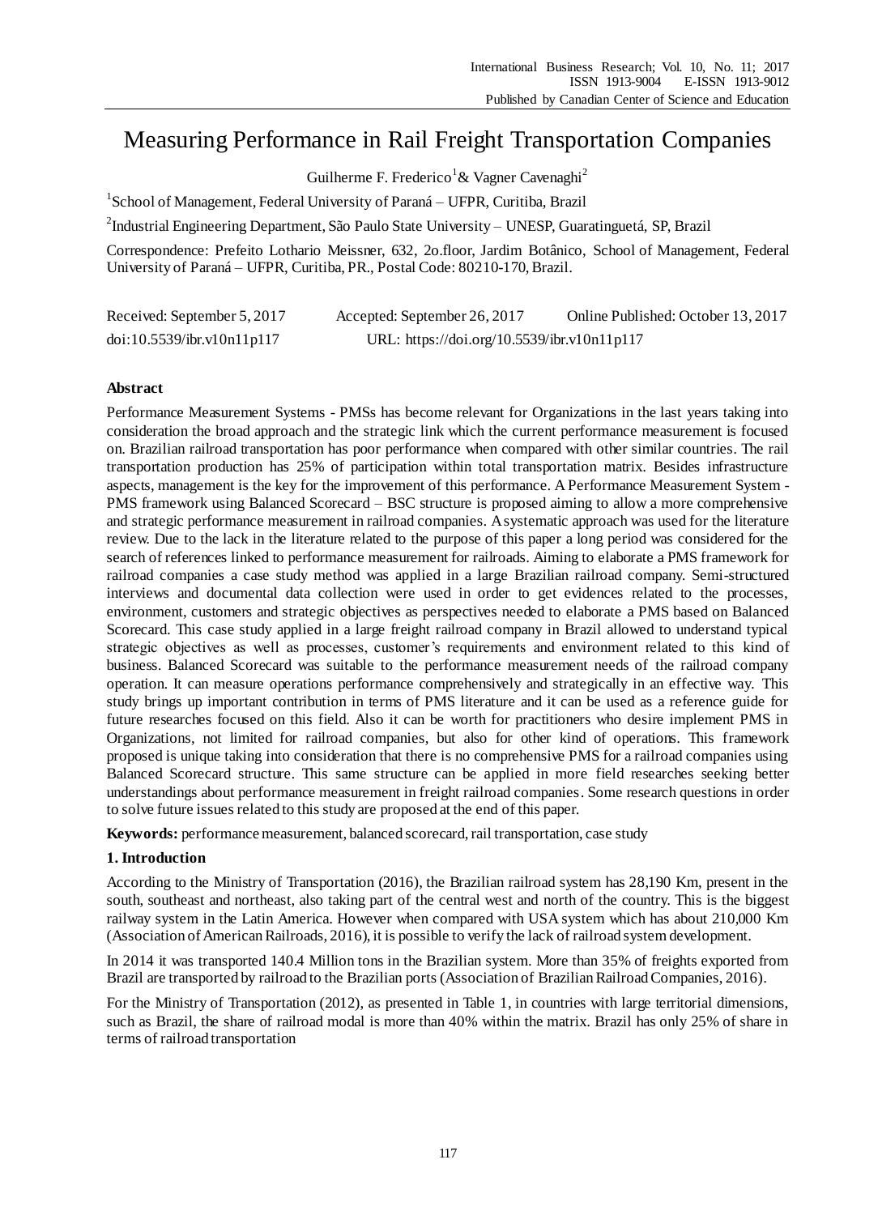# Measuring Performance in Rail Freight Transportation Companies

Guilherme F. Frederico[1] & Vagner Cavenaghi[2]

[1] School of Management, Federal University of Paraná – UFPR, Curitiba, Brazil

[2] Industrial Engineering Department, São Paulo State University – UNESP, Guaratinguetá, SP, Brazil

Correspondence: Prefeito Lothario Meissner, 632, 2o.floor, Jardim Botânico, School of Management, Federal University of Paraná – UFPR, Curitiba, PR., Postal Code: 80210-170, Brazil.

Received: September 5, 2017 Accepted: September 26, 2017 Online Published: October 13, 2017

doi:10.5539/ibr.v10n11p117 URL: https://doi.org/10.5539/ibr.v10n11p117

## Abstract

Performance Measurement Systems - PMSs has become relevant for Organizations in the last years taking into consideration the broad approach and the strategic link which the current performance measurement is focused on. Brazilian railroad transportation has poor performance when compared with other similar countries. The rail transportation production has 25% of participation within total transportation matrix. Besides infrastructure aspects, management is the key for the improvement of this performance. A Performance Measurement System - PMS framework using Balanced Scorecard – BSC structure is proposed aiming to allow a more comprehensive and strategic performance measurement in railroad companies. A systematic approach was used for the literature review. Due to the lack in the literature related to the purpose of this paper a long period was considered for the search of references linked to performance measurement for railroads. Aiming to elaborate a PMS framework for railroad companies a case study method was applied in a large Brazilian railroad company. Semi-structured interviews and documental data collection were used in order to get evidences related to the processes, environment, customers and strategic objectives as perspectives needed to elaborate a PMS based on Balanced Scorecard. This case study applied in a large freight railroad company in Brazil allowed to understand typical strategic objectives as well as processes, customer's requirements and environment related to this kind of business. Balanced Scorecard was suitable to the performance measurement needs of the railroad company operation. It can measure operations performance comprehensively and strategically in an effective way. This study brings up important contribution in terms of PMS literature and it can be used as a reference guide for future researches focused on this field. Also it can be worth for practitioners who desire implement PMS in Organizations, not limited for railroad companies, but also for other kind of operations. This framework proposed is unique taking into consideration that there is no comprehensive PMS for a railroad companies using Balanced Scorecard structure. This same structure can be applied in more field researches seeking better understandings about performance measurement in freight railroad companies. Some research questions in order to solve future issues related to this study are proposed at the end of this paper.

**Keywords:** performance measurement, balanced scorecard, rail transportation, case study

## 1. Introduction

According to the Ministry of Transportation (2016), the Brazilian railroad system has 28,190 Km, present in the south, southeast and northeast, also taking part of the central west and north of the country. This is the biggest railway system in the Latin America. However when compared with USA system which has about 210,000 Km (Association of American Railroads, 2016), it is possible to verify the lack of railroad system development.

In 2014 it was transported 140.4 Million tons in the Brazilian system. More than 35% of freights exported from Brazil are transported by railroad to the Brazilian ports (Association of Brazilian Railroad Companies, 2016).

For the Ministry of Transportation (2012), as presented in Table 1, in countries with large territorial dimensions, such as Brazil, the share of railroad modal is more than 40% within the matrix. Brazil has only 25% of share in terms of railroad transportation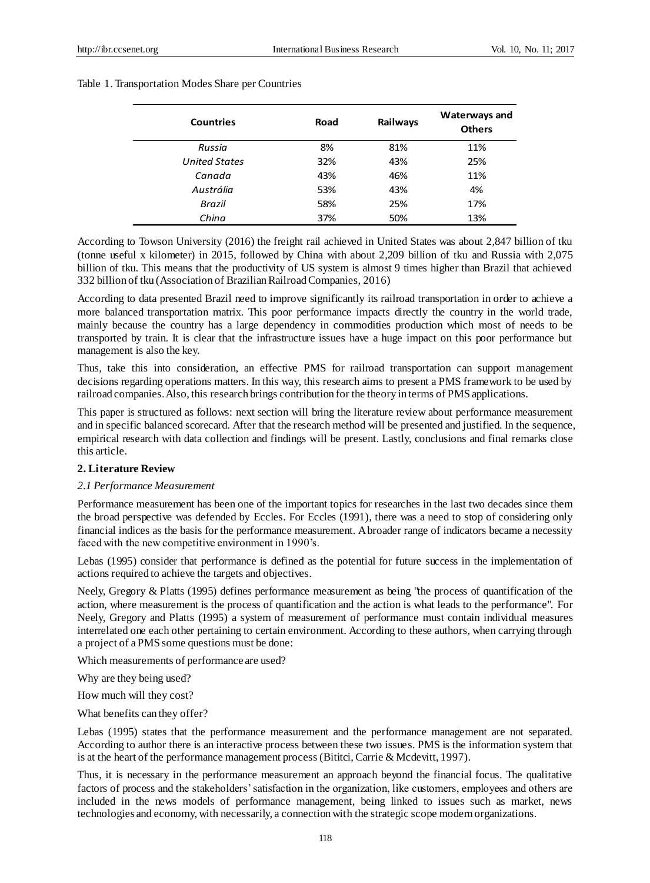Table 1. Transportation Modes Share per Countries

| Countries | Road | Railways | Waterways and Others |
|---|---|---|---|
| *Russia* | 8% | 81% | 11% |
| *United States* | 32% | 43% | 25% |
| *Canada* | 43% | 46% | 11% |
| *Austrália* | 53% | 43% | 4% |
| *Brazil* | 58% | 25% | 17% |
| *China* | 37% | 50% | 13% |

According to Towson University (2016) the freight rail achieved in United States was about 2,847 billion of tku (tonne useful x kilometer) in 2015, followed by China with about 2,209 billion of tku and Russia with 2,075 billion of tku. This means that the productivity of US system is almost 9 times higher than Brazil that achieved 332 billion of tku (Association of Brazilian Railroad Companies, 2016)

According to data presented Brazil need to improve significantly its railroad transportation in order to achieve a more balanced transportation matrix. This poor performance impacts directly the country in the world trade, mainly because the country has a large dependency in commodities production which most of needs to be transported by train. It is clear that the infrastructure issues have a huge impact on this poor performance but management is also the key.

Thus, take this into consideration, an effective PMS for railroad transportation can support management decisions regarding operations matters. In this way, this research aims to present a PMS framework to be used by railroad companies. Also, this research brings contribution for the theory in terms of PMS applications.

This paper is structured as follows: next section will bring the literature review about performance measurement and in specific balanced scorecard. After that the research method will be presented and justified. In the sequence, empirical research with data collection and findings will be present. Lastly, conclusions and final remarks close this article.

## 2. Literature Review

### *2.1 Performance Measurement*

Performance measurement has been one of the important topics for researches in the last two decades since them the broad perspective was defended by Eccles. For Eccles (1991), there was a need to stop of considering only financial indices as the basis for the performance measurement. A broader range of indicators became a necessity faced with the new competitive environment in 1990's.

Lebas (1995) consider that performance is defined as the potential for future success in the implementation of actions required to achieve the targets and objectives.

Neely, Gregory & Platts (1995) defines performance measurement as being "the process of quantification of the action, where measurement is the process of quantification and the action is what leads to the performance". For Neely, Gregory and Platts (1995) a system of measurement of performance must contain individual measures interrelated one each other pertaining to certain environment. According to these authors, when carrying through a project of a PMS some questions must be done:

Which measurements of performance are used?

Why are they being used?

How much will they cost?

What benefits can they offer?

Lebas (1995) states that the performance measurement and the performance management are not separated. According to author there is an interactive process between these two issues. PMS is the information system that is at the heart of the performance management process (Bititci, Carrie & Mcdevitt, 1997).

Thus, it is necessary in the performance measurement an approach beyond the financial focus. The qualitative factors of process and the stakeholders' satisfaction in the organization, like customers, employees and others are included in the news models of performance management, being linked to issues such as market, news technologies and economy, with necessarily, a connection with the strategic scope modern organizations.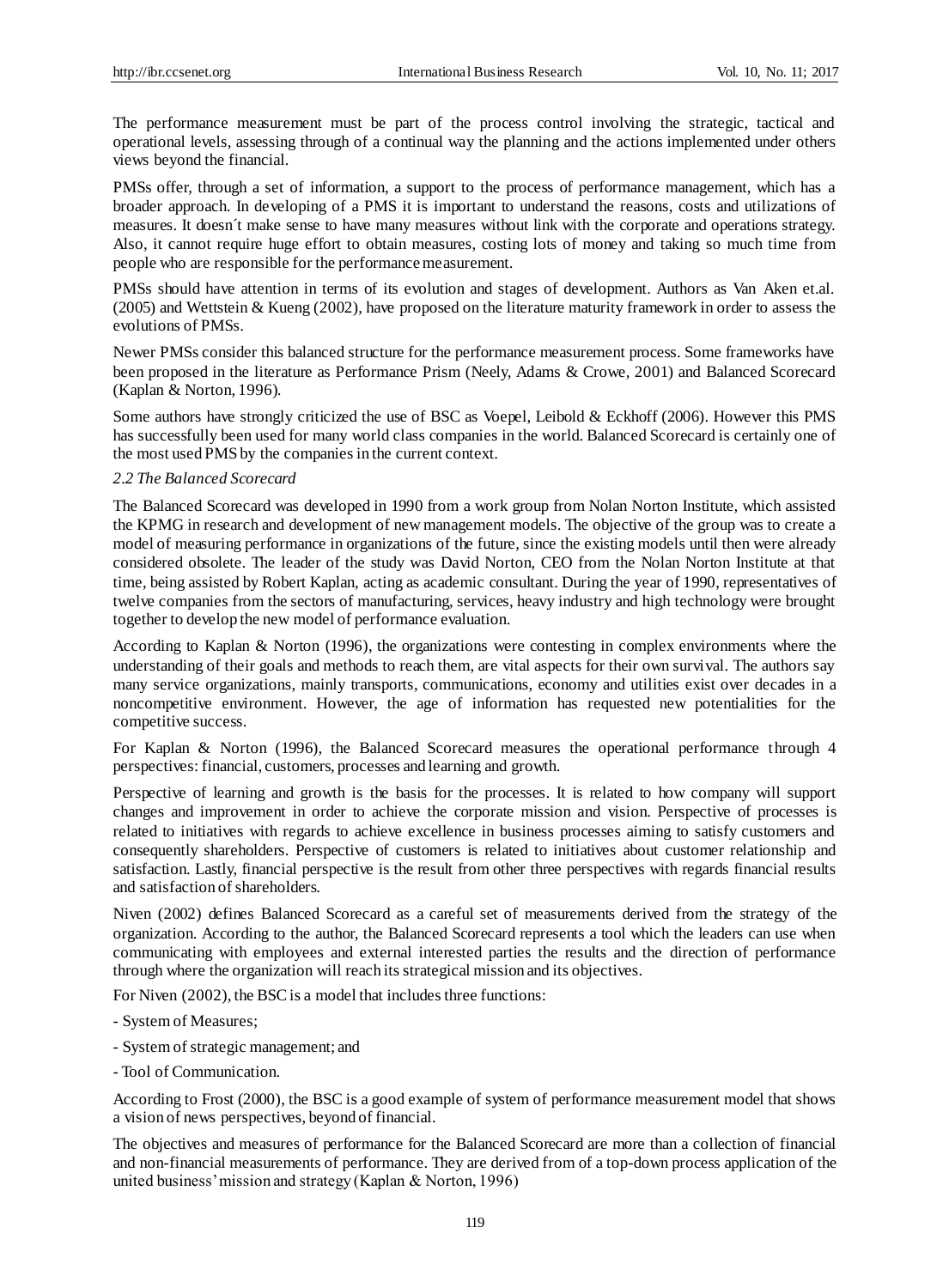The performance measurement must be part of the process control involving the strategic, tactical and operational levels, assessing through of a continual way the planning and the actions implemented under others views beyond the financial.

PMSs offer, through a set of information, a support to the process of performance management, which has a broader approach. In developing of a PMS it is important to understand the reasons, costs and utilizations of measures. It doesn´t make sense to have many measures without link with the corporate and operations strategy. Also, it cannot require huge effort to obtain measures, costing lots of money and taking so much time from people who are responsible for the performance measurement.

PMSs should have attention in terms of its evolution and stages of development. Authors as Van Aken et.al. (2005) and Wettstein & Kueng (2002), have proposed on the literature maturity framework in order to assess the evolutions of PMSs.

Newer PMSs consider this balanced structure for the performance measurement process. Some frameworks have been proposed in the literature as Performance Prism (Neely, Adams & Crowe, 2001) and Balanced Scorecard (Kaplan & Norton, 1996).

Some authors have strongly criticized the use of BSC as Voepel, Leibold & Eckhoff (2006). However this PMS has successfully been used for many world class companies in the world. Balanced Scorecard is certainly one of the most used PMS by the companies in the current context.

### *2.2 The Balanced Scorecard*

The Balanced Scorecard was developed in 1990 from a work group from Nolan Norton Institute, which assisted the KPMG in research and development of new management models. The objective of the group was to create a model of measuring performance in organizations of the future, since the existing models until then were already considered obsolete. The leader of the study was David Norton, CEO from the Nolan Norton Institute at that time, being assisted by Robert Kaplan, acting as academic consultant. During the year of 1990, representatives of twelve companies from the sectors of manufacturing, services, heavy industry and high technology were brought together to develop the new model of performance evaluation.

According to Kaplan & Norton (1996), the organizations were contesting in complex environments where the understanding of their goals and methods to reach them, are vital aspects for their own survival. The authors say many service organizations, mainly transports, communications, economy and utilities exist over decades in a noncompetitive environment. However, the age of information has requested new potentialities for the competitive success.

For Kaplan & Norton (1996), the Balanced Scorecard measures the operational performance through 4 perspectives: financial, customers, processes and learning and growth.

Perspective of learning and growth is the basis for the processes. It is related to how company will support changes and improvement in order to achieve the corporate mission and vision. Perspective of processes is related to initiatives with regards to achieve excellence in business processes aiming to satisfy customers and consequently shareholders. Perspective of customers is related to initiatives about customer relationship and satisfaction. Lastly, financial perspective is the result from other three perspectives with regards financial results and satisfaction of shareholders.

Niven (2002) defines Balanced Scorecard as a careful set of measurements derived from the strategy of the organization. According to the author, the Balanced Scorecard represents a tool which the leaders can use when communicating with employees and external interested parties the results and the direction of performance through where the organization will reach its strategical mission and its objectives.

For Niven (2002), the BSC is a model that includes three functions:

- System of Measures;
- System of strategic management; and
- Tool of Communication.

According to Frost (2000), the BSC is a good example of system of performance measurement model that shows a vision of news perspectives, beyond of financial.

The objectives and measures of performance for the Balanced Scorecard are more than a collection of financial and non-financial measurements of performance. They are derived from of a top-down process application of the united business' mission and strategy (Kaplan & Norton, 1996)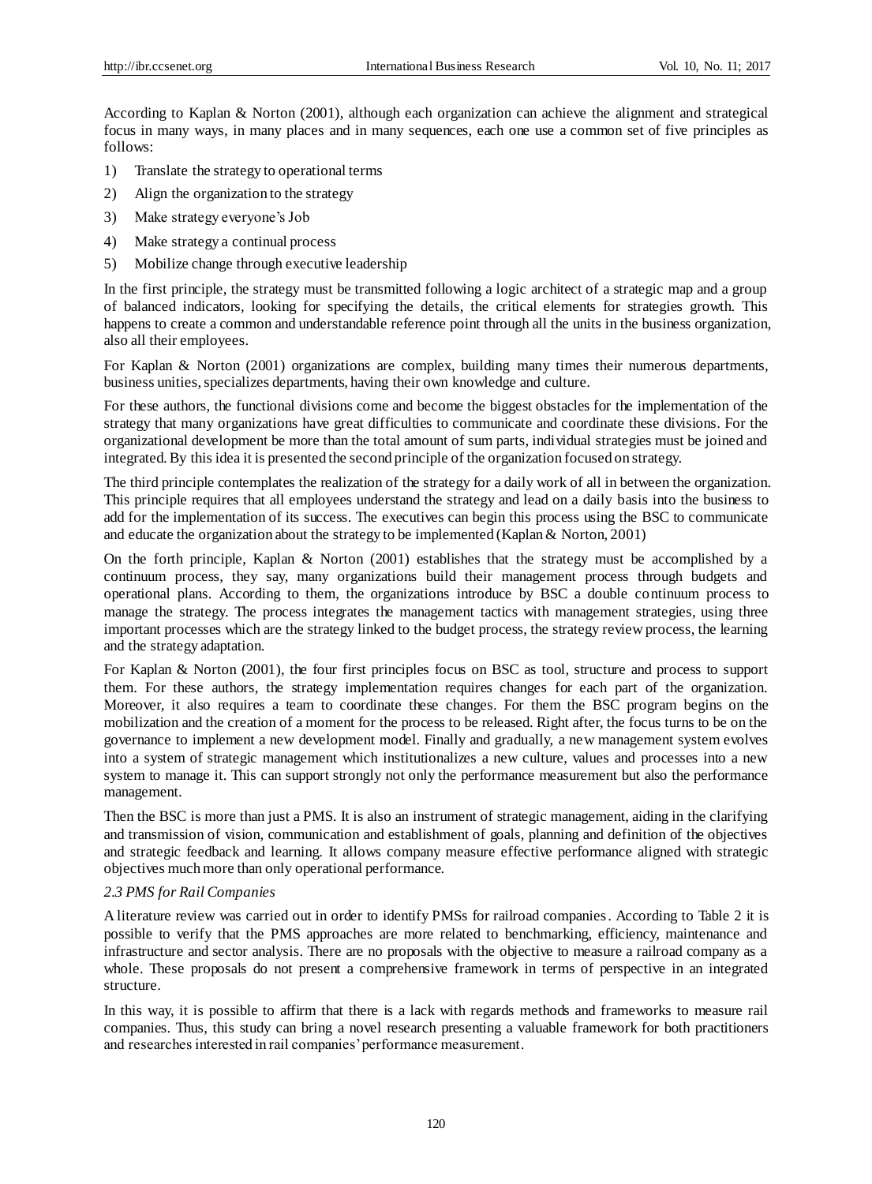According to Kaplan & Norton (2001), although each organization can achieve the alignment and strategical focus in many ways, in many places and in many sequences, each one use a common set of five principles as follows:

1) Translate the strategy to operational terms
2) Align the organization to the strategy
3) Make strategy everyone's Job
4) Make strategy a continual process
5) Mobilize change through executive leadership

In the first principle, the strategy must be transmitted following a logic architect of a strategic map and a group of balanced indicators, looking for specifying the details, the critical elements for strategies growth. This happens to create a common and understandable reference point through all the units in the business organization, also all their employees.

For Kaplan & Norton (2001) organizations are complex, building many times their numerous departments, business unities, specializes departments, having their own knowledge and culture.

For these authors, the functional divisions come and become the biggest obstacles for the implementation of the strategy that many organizations have great difficulties to communicate and coordinate these divisions. For the organizational development be more than the total amount of sum parts, individual strategies must be joined and integrated. By this idea it is presented the second principle of the organization focused on strategy.

The third principle contemplates the realization of the strategy for a daily work of all in between the organization. This principle requires that all employees understand the strategy and lead on a daily basis into the business to add for the implementation of its success. The executives can begin this process using the BSC to communicate and educate the organization about the strategy to be implemented (Kaplan & Norton, 2001)

On the forth principle, Kaplan & Norton (2001) establishes that the strategy must be accomplished by a continuum process, they say, many organizations build their management process through budgets and operational plans. According to them, the organizations introduce by BSC a double continuum process to manage the strategy. The process integrates the management tactics with management strategies, using three important processes which are the strategy linked to the budget process, the strategy review process, the learning and the strategy adaptation.

For Kaplan & Norton (2001), the four first principles focus on BSC as tool, structure and process to support them. For these authors, the strategy implementation requires changes for each part of the organization. Moreover, it also requires a team to coordinate these changes. For them the BSC program begins on the mobilization and the creation of a moment for the process to be released. Right after, the focus turns to be on the governance to implement a new development model. Finally and gradually, a new management system evolves into a system of strategic management which institutionalizes a new culture, values and processes into a new system to manage it. This can support strongly not only the performance measurement but also the performance management.

Then the BSC is more than just a PMS. It is also an instrument of strategic management, aiding in the clarifying and transmission of vision, communication and establishment of goals, planning and definition of the objectives and strategic feedback and learning. It allows company measure effective performance aligned with strategic objectives much more than only operational performance.

### *2.3 PMS for Rail Companies*

A literature review was carried out in order to identify PMSs for railroad companies. According to Table 2 it is possible to verify that the PMS approaches are more related to benchmarking, efficiency, maintenance and infrastructure and sector analysis. There are no proposals with the objective to measure a railroad company as a whole. These proposals do not present a comprehensive framework in terms of perspective in an integrated structure.

In this way, it is possible to affirm that there is a lack with regards methods and frameworks to measure rail companies. Thus, this study can bring a novel research presenting a valuable framework for both practitioners and researches interested in rail companies' performance measurement.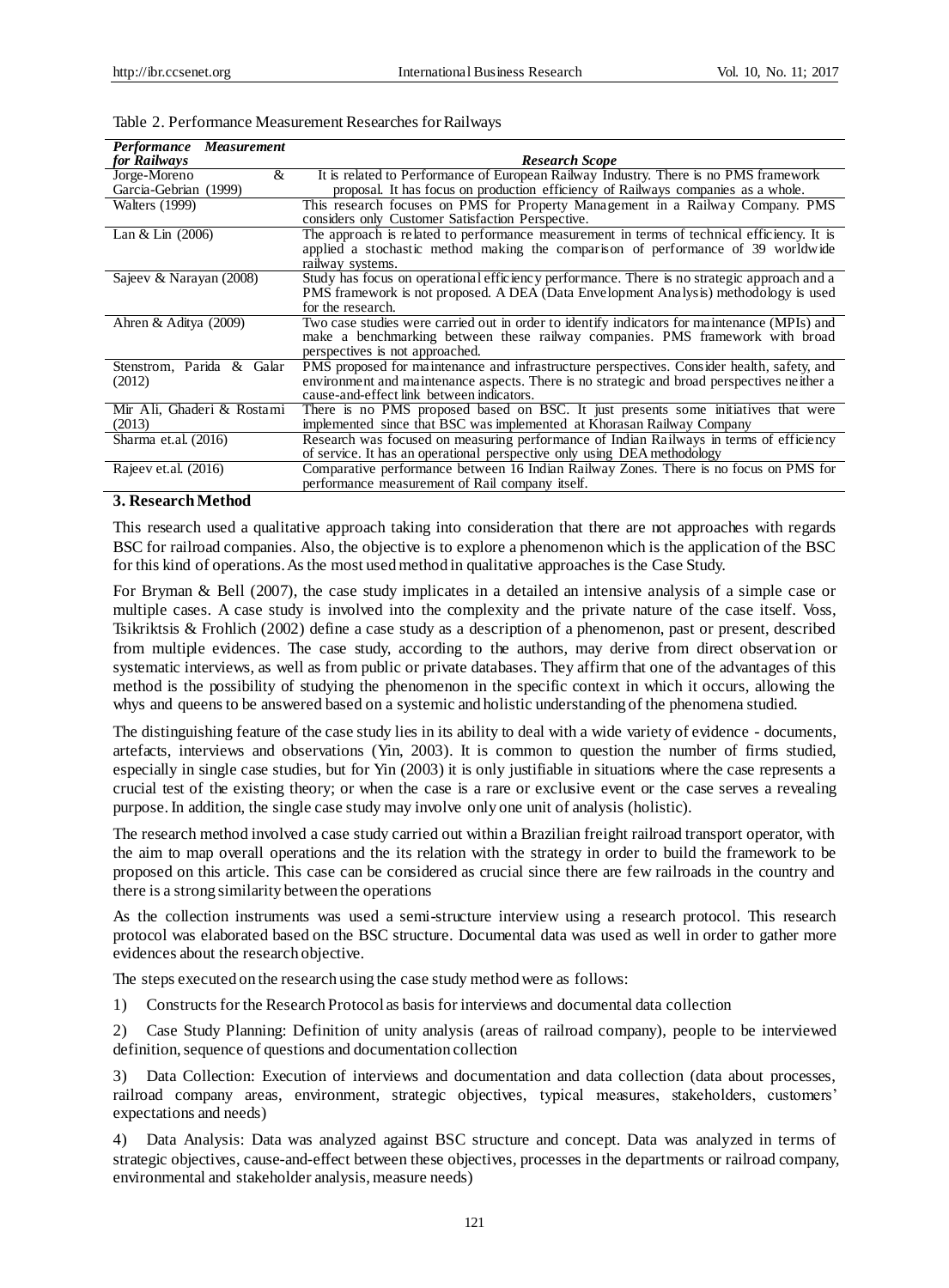Table 2. Performance Measurement Researches for Railways

| *Performance Measurement for Railways* | *Research Scope* |
|---|---|
| Jorge-Moreno & Garcia-Gebrian (1999) | It is related to Performance of European Railway Industry. There is no PMS framework proposal. It has focus on production efficiency of Railways companies as a whole. |
| Walters (1999) | This research focuses on PMS for Property Management in a Railway Company. PMS considers only Customer Satisfaction Perspective. |
| Lan & Lin (2006) | The approach is related to performance measurement in terms of technical efficiency. It is applied a stochastic method making the comparison of performance of 39 worldwide railway systems. |
| Sajeev & Narayan (2008) | Study has focus on operational efficiency performance. There is no strategic approach and a PMS framework is not proposed. A DEA (Data Envelopment Analysis) methodology is used for the research. |
| Ahren & Aditya (2009) | Two case studies were carried out in order to identify indicators for maintenance (MPIs) and make a benchmarking between these railway companies. PMS framework with broad perspectives is not approached. |
| Stenstrom, Parida & Galar (2012) | PMS proposed for maintenance and infrastructure perspectives. Consider health, safety, and environment and maintenance aspects. There is no strategic and broad perspectives neither a cause-and-effect link between indicators. |
| Mir Ali, Ghaderi & Rostami (2013) | There is no PMS proposed based on BSC. It just presents some initiatives that were implemented since that BSC was implemented at Khorasan Railway Company |
| Sharma et.al. (2016) | Research was focused on measuring performance of Indian Railways in terms of efficiency of service. It has an operational perspective only using DEA methodology |
| Rajeev et.al. (2016) | Comparative performance between 16 Indian Railway Zones. There is no focus on PMS for performance measurement of Rail company itself. |

## 3. Research Method

This research used a qualitative approach taking into consideration that there are not approaches with regards BSC for railroad companies. Also, the objective is to explore a phenomenon which is the application of the BSC for this kind of operations. As the most used method in qualitative approaches is the Case Study.

For Bryman & Bell (2007), the case study implicates in a detailed an intensive analysis of a simple case or multiple cases. A case study is involved into the complexity and the private nature of the case itself. Voss, Tsikriktsis & Frohlich (2002) define a case study as a description of a phenomenon, past or present, described from multiple evidences. The case study, according to the authors, may derive from direct observation or systematic interviews, as well as from public or private databases. They affirm that one of the advantages of this method is the possibility of studying the phenomenon in the specific context in which it occurs, allowing the whys and queens to be answered based on a systemic and holistic understanding of the phenomena studied.

The distinguishing feature of the case study lies in its ability to deal with a wide variety of evidence - documents, artefacts, interviews and observations (Yin, 2003). It is common to question the number of firms studied, especially in single case studies, but for Yin (2003) it is only justifiable in situations where the case represents a crucial test of the existing theory; or when the case is a rare or exclusive event or the case serves a revealing purpose. In addition, the single case study may involve only one unit of analysis (holistic).

The research method involved a case study carried out within a Brazilian freight railroad transport operator, with the aim to map overall operations and the its relation with the strategy in order to build the framework to be proposed on this article. This case can be considered as crucial since there are few railroads in the country and there is a strong similarity between the operations

As the collection instruments was used a semi-structure interview using a research protocol. This research protocol was elaborated based on the BSC structure. Documental data was used as well in order to gather more evidences about the research objective.

The steps executed on the research using the case study method were as follows:

1) Constructs for the Research Protocol as basis for interviews and documental data collection

2) Case Study Planning: Definition of unity analysis (areas of railroad company), people to be interviewed definition, sequence of questions and documentation collection

3) Data Collection: Execution of interviews and documentation and data collection (data about processes, railroad company areas, environment, strategic objectives, typical measures, stakeholders, customers' expectations and needs)

4) Data Analysis: Data was analyzed against BSC structure and concept. Data was analyzed in terms of strategic objectives, cause-and-effect between these objectives, processes in the departments or railroad company, environmental and stakeholder analysis, measure needs)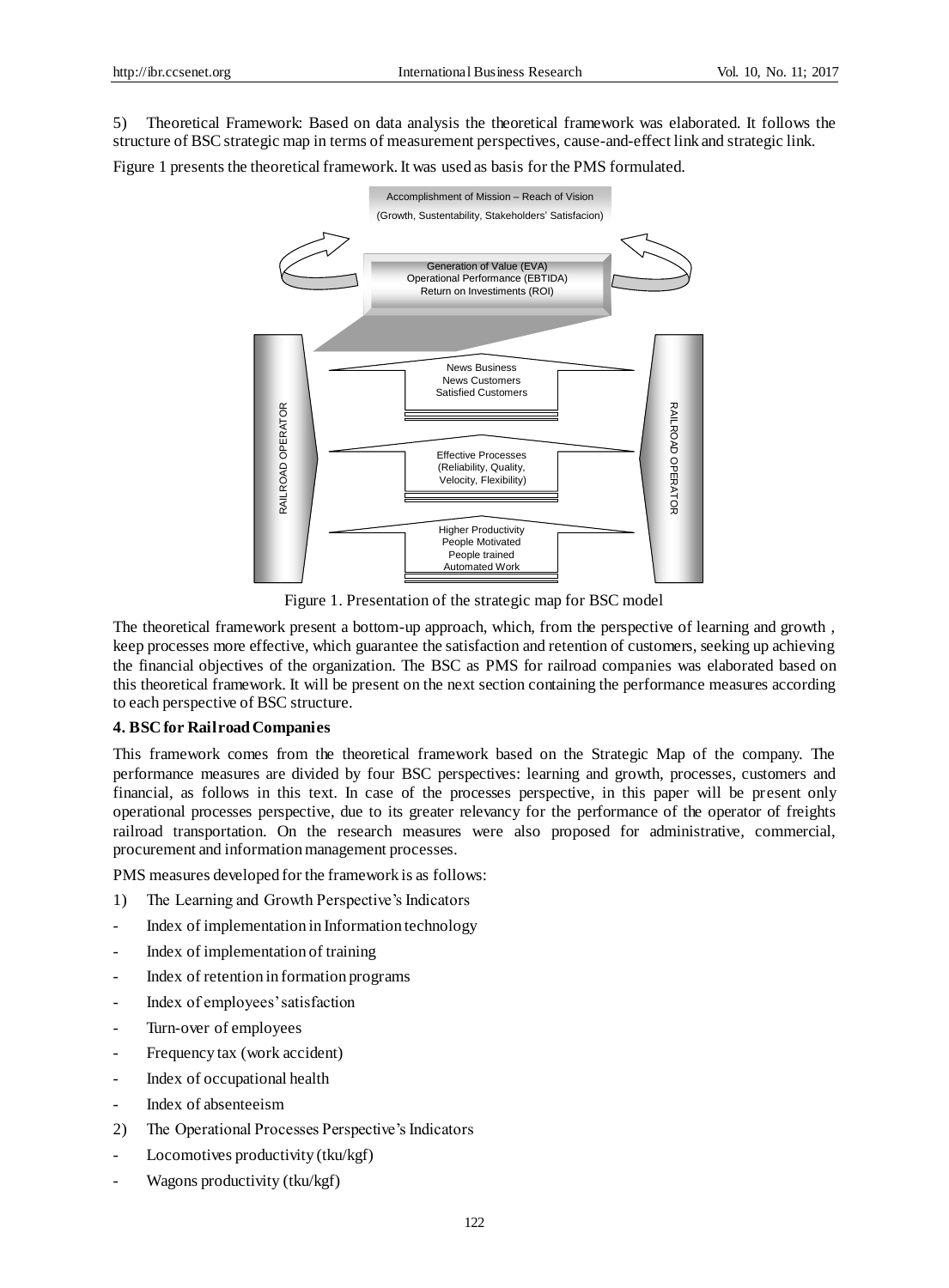5) Theoretical Framework: Based on data analysis the theoretical framework was elaborated. It follows the structure of BSC strategic map in terms of measurement perspectives, cause-and-effect link and strategic link.

Figure 1 presents the theoretical framework. It was used as basis for the PMS formulated.

Figure 1. Presentation of the strategic map for BSC model

The theoretical framework present a bottom-up approach, which, from the perspective of learning and growth , keep processes more effective, which guarantee the satisfaction and retention of customers, seeking up achieving the financial objectives of the organization. The BSC as PMS for railroad companies was elaborated based on this theoretical framework. It will be present on the next section containing the performance measures according to each perspective of BSC structure.

## 4. BSC for Railroad Companies

This framework comes from the theoretical framework based on the Strategic Map of the company. The performance measures are divided by four BSC perspectives: learning and growth, processes, customers and financial, as follows in this text. In case of the processes perspective, in this paper will be present only operational processes perspective, due to its greater relevancy for the performance of the operator of freights railroad transportation. On the research measures were also proposed for administrative, commercial, procurement and information management processes.

PMS measures developed for the framework is as follows:

1) The Learning and Growth Perspective's Indicators

- Index of implementation in Information technology
- Index of implementation of training
- Index of retention in formation programs
- Index of employees' satisfaction
- Turn-over of employees
- Frequency tax (work accident)
- Index of occupational health
- Index of absenteeism

2) The Operational Processes Perspective's Indicators

- Locomotives productivity (tku/kgf)
- Wagons productivity (tku/kgf)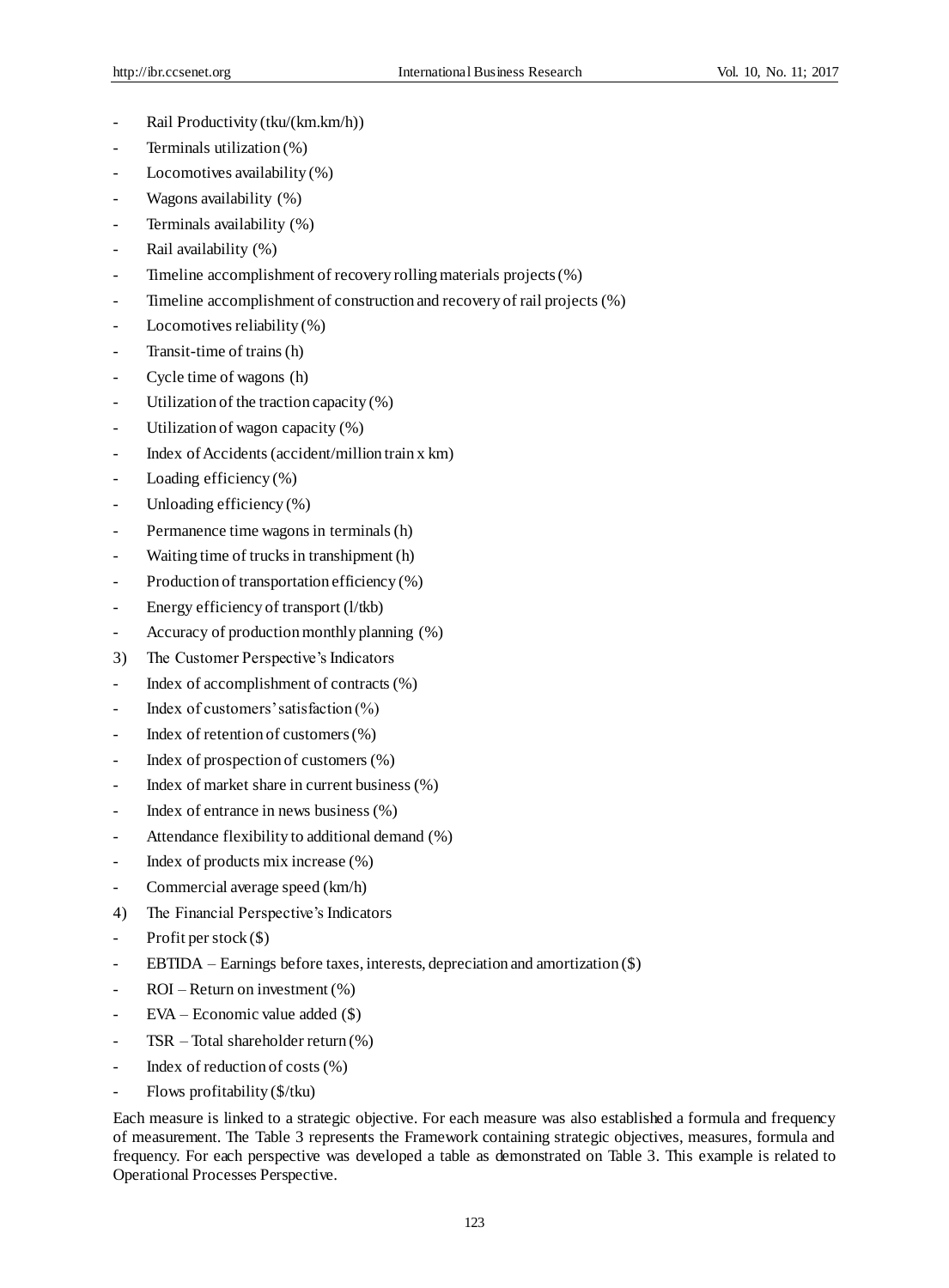- Rail Productivity (tku/(km.km/h))
- Terminals utilization (%)
- Locomotives availability (%)
- Wagons availability (%)
- Terminals availability (%)
- Rail availability (%)
- Timeline accomplishment of recovery rolling materials projects (%)
- Timeline accomplishment of construction and recovery of rail projects (%)
- Locomotives reliability (%)
- Transit-time of trains (h)
- Cycle time of wagons (h)
- Utilization of the traction capacity (%)
- Utilization of wagon capacity (%)
- Index of Accidents (accident/million train x km)
- Loading efficiency (%)
- Unloading efficiency (%)
- Permanence time wagons in terminals (h)
- Waiting time of trucks in transhipment (h)
- Production of transportation efficiency (%)
- Energy efficiency of transport (l/tkb)
- Accuracy of production monthly planning (%)

3) The Customer Perspective's Indicators

- Index of accomplishment of contracts (%)
- Index of customers' satisfaction (%)
- Index of retention of customers (%)
- Index of prospection of customers (%)
- Index of market share in current business (%)
- Index of entrance in news business (%)
- Attendance flexibility to additional demand (%)
- Index of products mix increase (%)
- Commercial average speed (km/h)

4) The Financial Perspective's Indicators

- Profit per stock ($)
- EBTIDA – Earnings before taxes, interests, depreciation and amortization ($)
- ROI – Return on investment (%)
- EVA – Economic value added ($)
- TSR – Total shareholder return (%)
- Index of reduction of costs (%)
- Flows profitability ($/tku)

Each measure is linked to a strategic objective. For each measure was also established a formula and frequency of measurement. The Table 3 represents the Framework containing strategic objectives, measures, formula and frequency. For each perspective was developed a table as demonstrated on Table 3. This example is related to Operational Processes Perspective.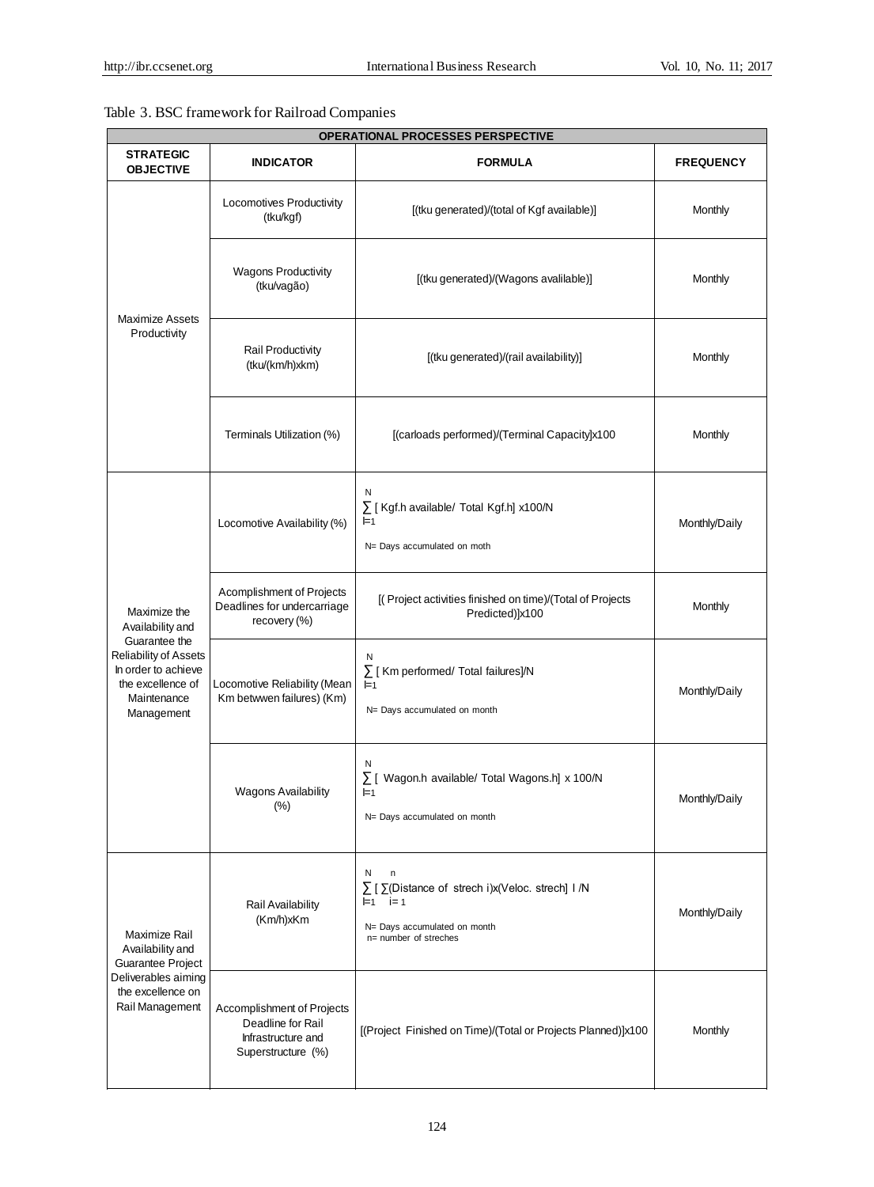Table 3. BSC framework for Railroad Companies

| OPERATIONAL PROCESSES PERSPECTIVE | | | |
|---|---|---|---|
| **STRATEGIC OBJECTIVE** | **INDICATOR** | **FORMULA** | **FREQUENCY** |
| Maximize Assets Productivity | Locomotives Productivity (tku/kgf) | [(tku generated)/(total of Kgf available)] | Monthly |
| | Wagons Productivity (tku/vagão) | [(tku generated)/(Wagons avalilable)] | Monthly |
| | Rail Productivity (tku/(km/h)xkm) | [(tku generated)/(rail availability)] | Monthly |
| | Terminals Utilization (%) | [(carloads performed)/(Terminal Capacity]x100 | Monthly |
| Maximize the Availability and Guarantee the Reliability of Assets In order to achieve the excellence of Maintenance Management | Locomotive Availability (%) | $\sum_{I=1}^{N}$ [ Kgf.h available/ Total Kgf.h] x100/N <br> N= Days accumulated on moth | Monthly/Daily |
| | Acomplishment of Projects Deadlines for undercarriage recovery (%) | [( Project activities finished on time)/(Total of Projects Predicted)]x100 | Monthly |
| | Locomotive Reliability (Mean Km betwwen failures) (Km) | $\sum_{I=1}^{N}$ [ Km performed/ Total failures]/N <br> N= Days accumulated on month | Monthly/Daily |
| | Wagons Availability (%) | $\sum_{I=1}^{N}$ [ Wagon.h available/ Total Wagons.h] x 100/N <br> N= Days accumulated on month | Monthly/Daily |
| Maximize Rail Availability and Guarantee Project Deliverables aiming the excellence on Rail Management | Rail Availability (Km/h)xKm | $\sum_{I=1}^{N}$ [ $\sum_{i=1}^{n}$(Distance of strech i)x(Veloc. strech] I /N <br> N= Days accumulated on month <br> n= number of streches | Monthly/Daily |
| | Accomplishment of Projects Deadline for Rail Infrastructure and Superstructure (%) | [(Project Finished on Time)/(Total or Projects Planned)]x100 | Monthly |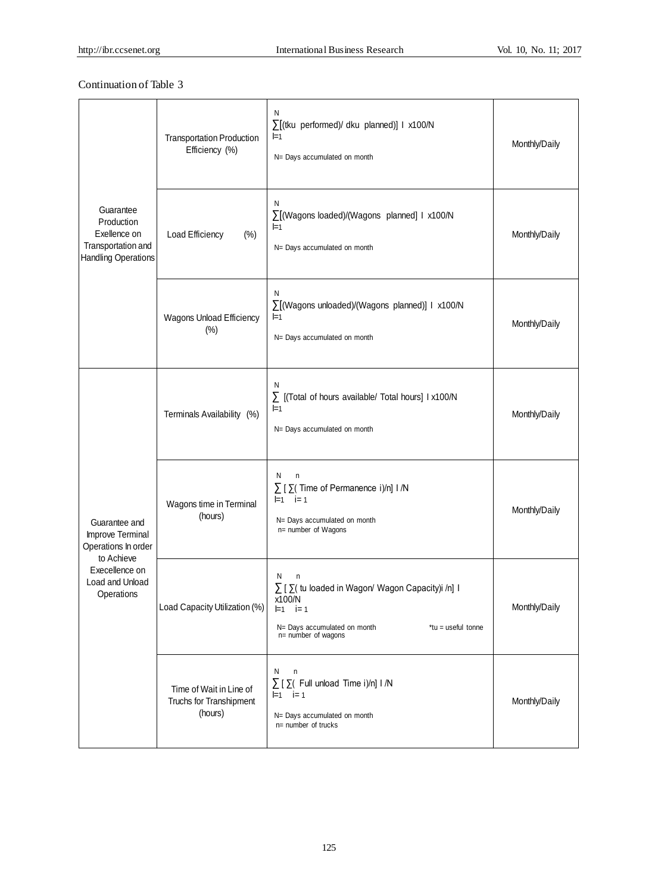Continuation of Table 3

| | | | |
|---|---|---|---|
| Guarantee Production Exellence on Transportation and Handling Operations | Transportation Production Efficiency (%) | $\sum_{I=1}^{N}$[(tku performed)/ dku planned)] I x100/N<br><br>N= Days accumulated on month | Monthly/Daily |
| | Load Efficiency (%) | $\sum_{I=1}^{N}$[(Wagons loaded)/(Wagons planned] I x100/N<br><br>N= Days accumulated on month | Monthly/Daily |
| | Wagons Unload Efficiency (%) | $\sum_{I=1}^{N}$[(Wagons unloaded)/(Wagons planned)] I x100/N<br><br>N= Days accumulated on month | Monthly/Daily |
| Guarantee and Improve Terminal Operations In order to Achieve Execellence on Load and Unload Operations | Terminals Availability (%) | $\sum_{I=1}^{N}$ [(Total of hours available/ Total hours] I x100/N<br><br>N= Days accumulated on month | Monthly/Daily |
| | Wagons time in Terminal (hours) | $\sum_{I=1}^{N}$ [ $\sum_{i=1}^{n}$( Time of Permanence i)/n] I /N<br><br>N= Days accumulated on month<br>n= number of Wagons | Monthly/Daily |
| | Load Capacity Utilization (%) | $\sum_{I=1}^{N}$ [ $\sum_{i=1}^{n}$( tu loaded in Wagon/ Wagon Capacity)i /n] I x100/N<br><br>N= Days accumulated on month *tu = useful tonne<br>n= number of wagons | Monthly/Daily |
| | Time of Wait in Line of Truchs for Transhipment (hours) | $\sum_{I=1}^{N}$ [ $\sum_{i=1}^{n}$( Full unload Time i)/n] I /N<br><br>N= Days accumulated on month<br>n= number of trucks | Monthly/Daily |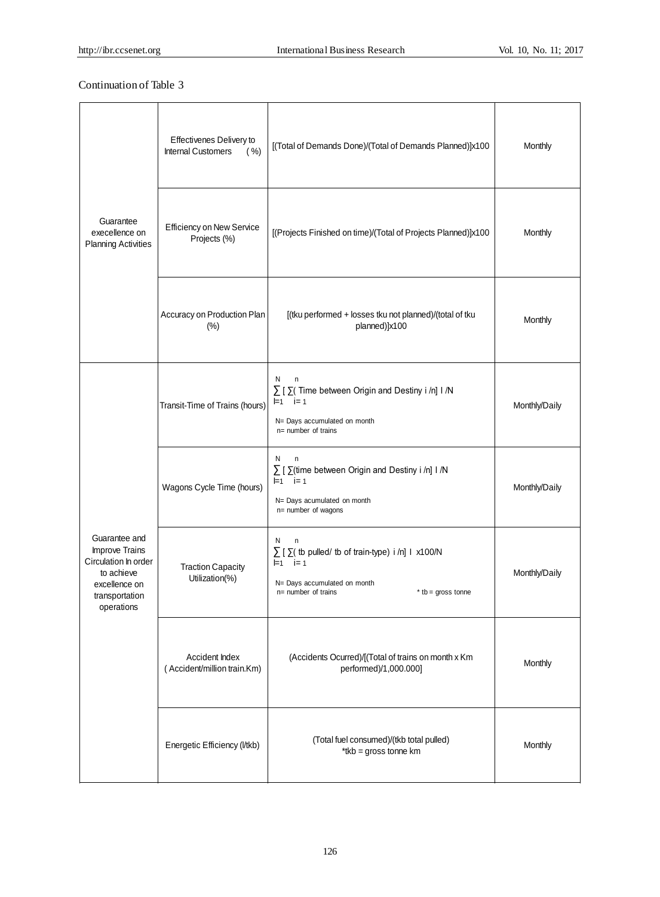Continuation of Table 3

| | | | |
|---|---|---|---|
| Guarantee execellence on Planning Activities | Effectivenes Delivery to Internal Customers (%) | [(Total of Demands Done)/(Total of Demands Planned)]x100 | Monthly |
| | Efficiency on New Service Projects (%) | [(Projects Finished on time)/(Total of Projects Planned)]x100 | Monthly |
| | Accuracy on Production Plan (%) | [(tku performed + losses tku not planned)/(total of tku planned)]x100 | Monthly |
| Guarantee and Improve Trains Circulation In order to achieve excellence on transportation operations | Transit-Time of Trains (hours) | $\sum_{I=1}^{N} [ \sum_{i=1}^{n} (\text{Time between Origin and Destiny } i / n] \text{ I } / N$ <br> N= Days accumulated on month <br> n= number of trains | Monthly/Daily |
| | Wagons Cycle Time (hours) | $\sum_{I=1}^{N} [ \sum_{i=1}^{n} (\text{time between Origin and Destiny } i / n] \text{ I } / N$ <br> N= Days acumulated on month <br> n= number of wagons | Monthly/Daily |
| | Traction Capacity Utilization(%) | $\sum_{I=1}^{N} [ \sum_{i=1}^{n} (\text{ tb pulled/ tb of train-type}) \text{ } i / n] \text{ I } \text{ x100}/N$ <br> N= Days accumulated on month <br> n= number of trains <br> * tb = gross tonne | Monthly/Daily |
| | Accident Index (Accident/million train.Km) | (Accidents Ocurred)/[(Total of trains on month x Km performed)/1,000.000] | Monthly |
| | Energetic Efficiency (l/tkb) | (Total fuel consumed)/(tkb total pulled) <br> *tkb = gross tonne km | Monthly |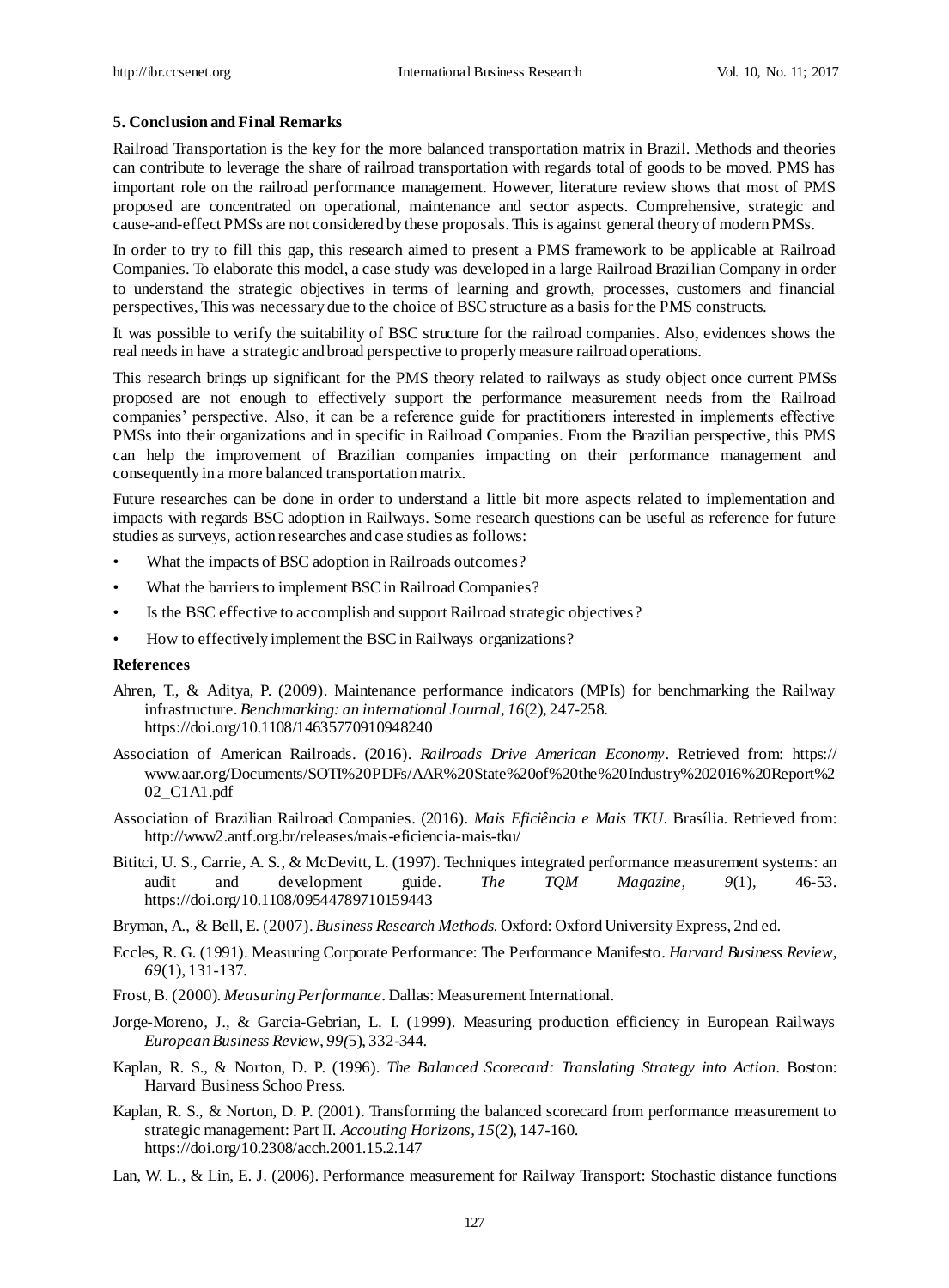## 5. Conclusion and Final Remarks

Railroad Transportation is the key for the more balanced transportation matrix in Brazil. Methods and theories can contribute to leverage the share of railroad transportation with regards total of goods to be moved. PMS has important role on the railroad performance management. However, literature review shows that most of PMS proposed are concentrated on operational, maintenance and sector aspects. Comprehensive, strategic and cause-and-effect PMSs are not considered by these proposals. This is against general theory of modern PMSs.

In order to try to fill this gap, this research aimed to present a PMS framework to be applicable at Railroad Companies. To elaborate this model, a case study was developed in a large Railroad Brazilian Company in order to understand the strategic objectives in terms of learning and growth, processes, customers and financial perspectives, This was necessary due to the choice of BSC structure as a basis for the PMS constructs.

It was possible to verify the suitability of BSC structure for the railroad companies. Also, evidences shows the real needs in have a strategic and broad perspective to properly measure railroad operations.

This research brings up significant for the PMS theory related to railways as study object once current PMSs proposed are not enough to effectively support the performance measurement needs from the Railroad companies' perspective. Also, it can be a reference guide for practitioners interested in implements effective PMSs into their organizations and in specific in Railroad Companies. From the Brazilian perspective, this PMS can help the improvement of Brazilian companies impacting on their performance management and consequently in a more balanced transportation matrix.

Future researches can be done in order to understand a little bit more aspects related to implementation and impacts with regards BSC adoption in Railways. Some research questions can be useful as reference for future studies as surveys, action researches and case studies as follows:

- What the impacts of BSC adoption in Railroads outcomes?
- What the barriers to implement BSC in Railroad Companies?
- Is the BSC effective to accomplish and support Railroad strategic objectives?
- How to effectively implement the BSC in Railways organizations?

## References

Ahren, T., & Aditya, P. (2009). Maintenance performance indicators (MPIs) for benchmarking the Railway infrastructure. *Benchmarking: an international Journal*, *16*(2), 247-258. https://doi.org/10.1108/14635770910948240

Association of American Railroads. (2016). *Railroads Drive American Economy*. Retrieved from: https:// www.aar.org/Documents/SOTI%20PDFs/AAR%20State%20of%20the%20Industry%202016%20Report%202_C1A1.pdf

Association of Brazilian Railroad Companies. (2016). *Mais Eficiência e Mais TKU*. Brasília. Retrieved from: http://www2.antf.org.br/releases/mais-eficiencia-mais-tku/

Bititci, U. S., Carrie, A. S., & McDevitt, L. (1997). Techniques integrated performance measurement systems: an audit and development guide. *The TQM Magazine*, *9*(1), 46-53. https://doi.org/10.1108/09544789710159443

Bryman, A., & Bell, E. (2007). *Business Research Methods*. Oxford: Oxford University Express, 2nd ed.

Eccles, R. G. (1991). Measuring Corporate Performance: The Performance Manifesto. *Harvard Business Review*, *69*(1), 131-137.

Frost, B. (2000). *Measuring Performance*. Dallas: Measurement International.

Jorge-Moreno, J., & Garcia-Gebrian, L. I. (1999). Measuring production efficiency in European Railways *European Business Review*, *99(*5), 332-344.

Kaplan, R. S., & Norton, D. P. (1996). *The Balanced Scorecard: Translating Strategy into Action*. Boston: Harvard Business Schoo Press.

Kaplan, R. S., & Norton, D. P. (2001). Transforming the balanced scorecard from performance measurement to strategic management: Part II. *Accouting Horizons*, *15*(2), 147-160. https://doi.org/10.2308/acch.2001.15.2.147

Lan, W. L., & Lin, E. J. (2006). Performance measurement for Railway Transport: Stochastic distance functions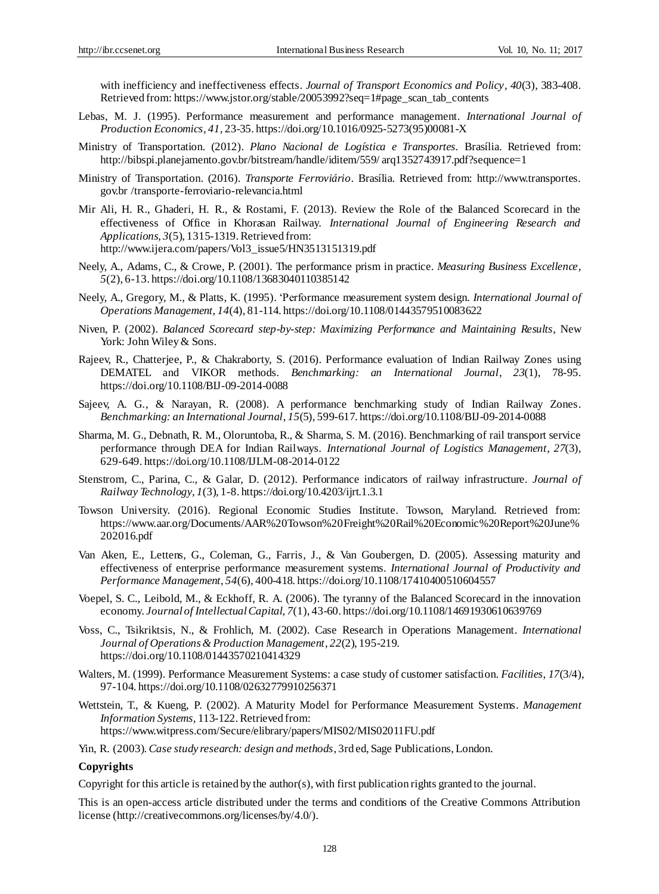with inefficiency and ineffectiveness effects. *Journal of Transport Economics and Policy*, *40*(3), 383-408. Retrieved from: https://www.jstor.org/stable/20053992?seq=1#page_scan_tab_contents

Lebas, M. J. (1995). Performance measurement and performance management. *International Journal of Production Economics*, *41*, 23-35. https://doi.org/10.1016/0925-5273(95)00081-X

Ministry of Transportation. (2012). *Plano Nacional de Logística e Transportes.* Brasília. Retrieved from: http://bibspi.planejamento.gov.br/bitstream/handle/iditem/559/ arq1352743917.pdf?sequence=1

Ministry of Transportation. (2016). *Transporte Ferroviário*. Brasília. Retrieved from: http://www.transportes.gov.br /transporte-ferroviario-relevancia.html

Mir Ali, H. R., Ghaderi, H. R., & Rostami, F. (2013). Review the Role of the Balanced Scorecard in the effectiveness of Office in Khorasan Railway. *International Journal of Engineering Research and Applications*, *3*(5), 1315-1319. Retrieved from: http://www.ijera.com/papers/Vol3_issue5/HN3513151319.pdf

Neely, A., Adams, C., & Crowe, P. (2001). The performance prism in practice. *Measuring Business Excellence*, *5*(2), 6-13. https://doi.org/10.1108/13683040110385142

Neely, A., Gregory, M., & Platts, K. (1995). 'Performance measurement system design. *International Journal of Operations Management*, *14*(4), 81-114. https://doi.org/10.1108/01443579510083622

Niven, P. (2002). *Balanced Scorecard step-by-step: Maximizing Performance and Maintaining Results*, New York: John Wiley & Sons.

Rajeev, R., Chatterjee, P., & Chakraborty, S. (2016). Performance evaluation of Indian Railway Zones using DEMATEL and VIKOR methods. *Benchmarking: an International Journal*, *23*(1), 78-95. https://doi.org/10.1108/BIJ-09-2014-0088

Sajeev, A. G., & Narayan, R. (2008). A performance benchmarking study of Indian Railway Zones. *Benchmarking: an International Journal*, *15*(5), 599-617. https://doi.org/10.1108/BIJ-09-2014-0088

Sharma, M. G., Debnath, R. M., Oloruntoba, R., & Sharma, S. M. (2016). Benchmarking of rail transport service performance through DEA for Indian Railways. *International Journal of Logistics Management*, *27*(3), 629-649. https://doi.org/10.1108/IJLM-08-2014-0122

Stenstrom, C., Parina, C., & Galar, D. (2012). Performance indicators of railway infrastructure. *Journal of Railway Technology*, *1*(3), 1-8. https://doi.org/10.4203/ijrt.1.3.1

Towson University. (2016). Regional Economic Studies Institute. Towson, Maryland. Retrieved from: https://www.aar.org/Documents/AAR%20Towson%20Freight%20Rail%20Economic%20Report%20June%202016.pdf

Van Aken, E., Lettens, G., Coleman, G., Farris, J., & Van Goubergen, D. (2005). Assessing maturity and effectiveness of enterprise performance measurement systems. *International Journal of Productivity and Performance Management*, *54*(6), 400-418. https://doi.org/10.1108/17410400510604557

Voepel, S. C., Leibold, M., & Eckhoff, R. A. (2006). The tyranny of the Balanced Scorecard in the innovation economy. *Journal of Intellectual Capital*, *7*(1), 43-60. https://doi.org/10.1108/14691930610639769

Voss, C., Tsikriktsis, N., & Frohlich, M. (2002). Case Research in Operations Management. *International Journal of Operations & Production Management*, *22*(2), 195-219. https://doi.org/10.1108/01443570210414329

Walters, M. (1999). Performance Measurement Systems: a case study of customer satisfaction. *Facilities*, *17*(3/4), 97-104. https://doi.org/10.1108/02632779910256371

Wettstein, T., & Kueng, P. (2002). A Maturity Model for Performance Measurement Systems. *Management Information Systems*, 113-122. Retrieved from: https://www.witpress.com/Secure/elibrary/papers/MIS02/MIS02011FU.pdf

Yin, R. (2003). *Case study research: design and methods*, 3rd ed, Sage Publications, London.

**Copyrights**

Copyright for this article is retained by the author(s), with first publication rights granted to the journal.

This is an open-access article distributed under the terms and conditions of the Creative Commons Attribution license (http://creativecommons.org/licenses/by/4.0/).